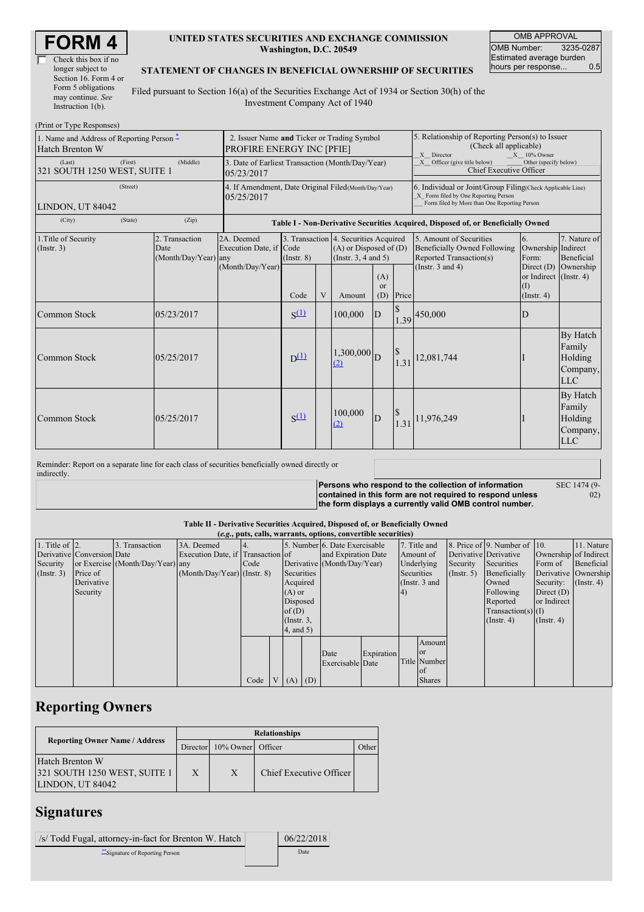# FORM 4

☐ Check this box if no longer subject to Section 16. Form 4 or Form 5 obligations may continue. *See* Instruction 1(b).

**UNITED STATES SECURITIES AND EXCHANGE COMMISSION**
**Washington, D.C. 20549**

**STATEMENT OF CHANGES IN BENEFICIAL OWNERSHIP OF SECURITIES**

Filed pursuant to Section 16(a) of the Securities Exchange Act of 1934 or Section 30(h) of the Investment Company Act of 1940

| OMB APPROVAL | |
|---|---|
| OMB Number: | 3235-0287 |
| Estimated average burden hours per response... | 0.5 |

(Print or Type Responses)

| | | |
|---|---|---|
| 1. Name and Address of Reporting Person * Hatch Brenton W | 2. Issuer Name **and** Ticker or Trading Symbol PROFIRE ENERGY INC [PFIE] | 5. Relationship of Reporting Person(s) to Issuer (Check all applicable) X Director X 10% Owner X Officer (give title below) Other (specify below) Chief Executive Officer |
| (Last) (First) (Middle) 321 SOUTH 1250 WEST, SUITE 1 | 3. Date of Earliest Transaction (Month/Day/Year) 05/23/2017 | |
| (Street) LINDON, UT 84042 | 4. If Amendment, Date Original Filed(Month/Day/Year) 05/25/2017 | 6. Individual or Joint/Group Filing(Check Applicable Line) X Form filed by One Reporting Person ___ Form filed by More than One Reporting Person |
| (City) (State) (Zip) | | |

**Table I - Non-Derivative Securities Acquired, Disposed of, or Beneficially Owned**

| 1.Title of Security (Instr. 3) | 2. Transaction Date (Month/Day/Year) | 2A. Deemed Execution Date, if any (Month/Day/Year) | 3. Transaction Code (Instr. 8) | | 4. Securities Acquired (A) or Disposed of (D) (Instr. 3, 4 and 5) | | | 5. Amount of Securities Beneficially Owned Following Reported Transaction(s) (Instr. 3 and 4) | 6. Ownership Form: Direct (D) or Indirect (I) (Instr. 4) | 7. Nature of Indirect Beneficial Ownership (Instr. 4) |
|---|---|---|---|---|---|---|---|---|---|---|
| | | | Code | V | Amount | (A) or (D) | Price | | | |
| Common Stock | 05/23/2017 | | S [(1)] | | 100,000 | D | $ 1.39 | 450,000 | D | |
| Common Stock | 05/25/2017 | | D [(1)] | | 1,300,000 [(2)] | D | $ 1.31 | 12,081,744 | I | By Hatch Family Holding Company, LLC |
| Common Stock | 05/25/2017 | | S [(1)] | | 100,000 [(2)] | D | $ 1.31 | 11,976,249 | I | By Hatch Family Holding Company, LLC |

Reminder: Report on a separate line for each class of securities beneficially owned directly or indirectly.

**Persons who respond to the collection of information contained in this form are not required to respond unless the form displays a currently valid OMB control number.** SEC 1474 (9-02)

**Table II - Derivative Securities Acquired, Disposed of, or Beneficially Owned**
**(*e.g.*, puts, calls, warrants, options, convertible securities)**

| 1. Title of Derivative Security (Instr. 3) | 2. Conversion or Exercise Price of Derivative Security | 3. Transaction Date (Month/Day/Year) | 3A. Deemed Execution Date, if any (Month/Day/Year) | 4. Transaction Code (Instr. 8) | | 5. Number of Derivative Securities Acquired (A) or Disposed of (D) (Instr. 3, 4, and 5) | | 6. Date Exercisable and Expiration Date (Month/Day/Year) | | 7. Title and Amount of Underlying Securities (Instr. 3 and 4) | | 8. Price of Derivative Security (Instr. 5) | 9. Number of Derivative Securities Beneficially Owned Following Reported Transaction(s) (Instr. 4) | 10. Ownership Form of Derivative Security: Direct (D) or Indirect (I) (Instr. 4) | 11. Nature of Indirect Beneficial Ownership (Instr. 4) |
|---|---|---|---|---|---|---|---|---|---|---|---|---|---|---|---|
| | | | | Code | V | (A) | (D) | Date Exercisable | Expiration Date | Title | Amount or Number of Shares | | | | |

## Reporting Owners

| Reporting Owner Name / Address | Relationships | | | |
|---|---|---|---|---|
| | Director | 10% Owner | Officer | Other |
| Hatch Brenton W 321 SOUTH 1250 WEST, SUITE 1 LINDON, UT 84042 | X | X | Chief Executive Officer | |

## Signatures

| | |
|---|---|
| /s/ Todd Fugal, attorney-in-fact for Brenton W. Hatch | 06/22/2018 |
| **Signature of Reporting Person | Date |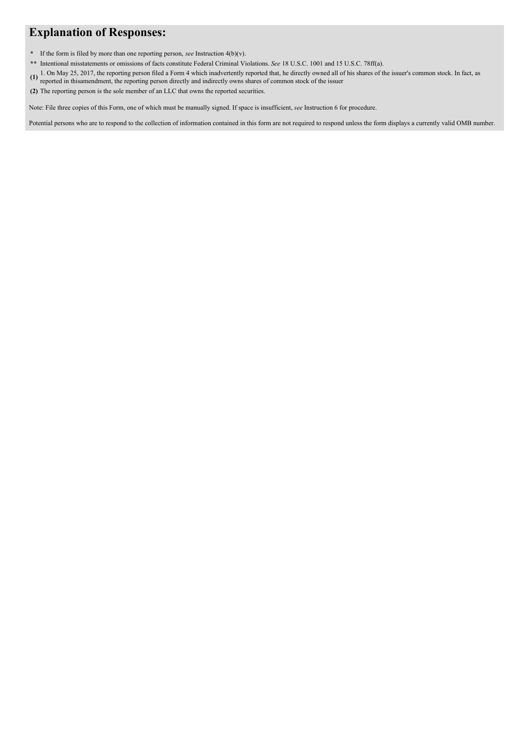# Explanation of Responses:

- \* If the form is filed by more than one reporting person, *see* Instruction 4(b)(v).
- \*\* Intentional misstatements or omissions of facts constitute Federal Criminal Violations. *See* 18 U.S.C. 1001 and 15 U.S.C. 78ff(a).

**(1)** 1. On May 25, 2017, the reporting person filed a Form 4 which inadvertently reported that, he directly owned all of his shares of the issuer's common stock. In fact, as reported in thisamendment, the reporting person directly and indirectly owns shares of common stock of the issuer

**(2)** The reporting person is the sole member of an LLC that owns the reported securities.

Note: File three copies of this Form, one of which must be manually signed. If space is insufficient, *see* Instruction 6 for procedure.

Potential persons who are to respond to the collection of information contained in this form are not required to respond unless the form displays a currently valid OMB number.